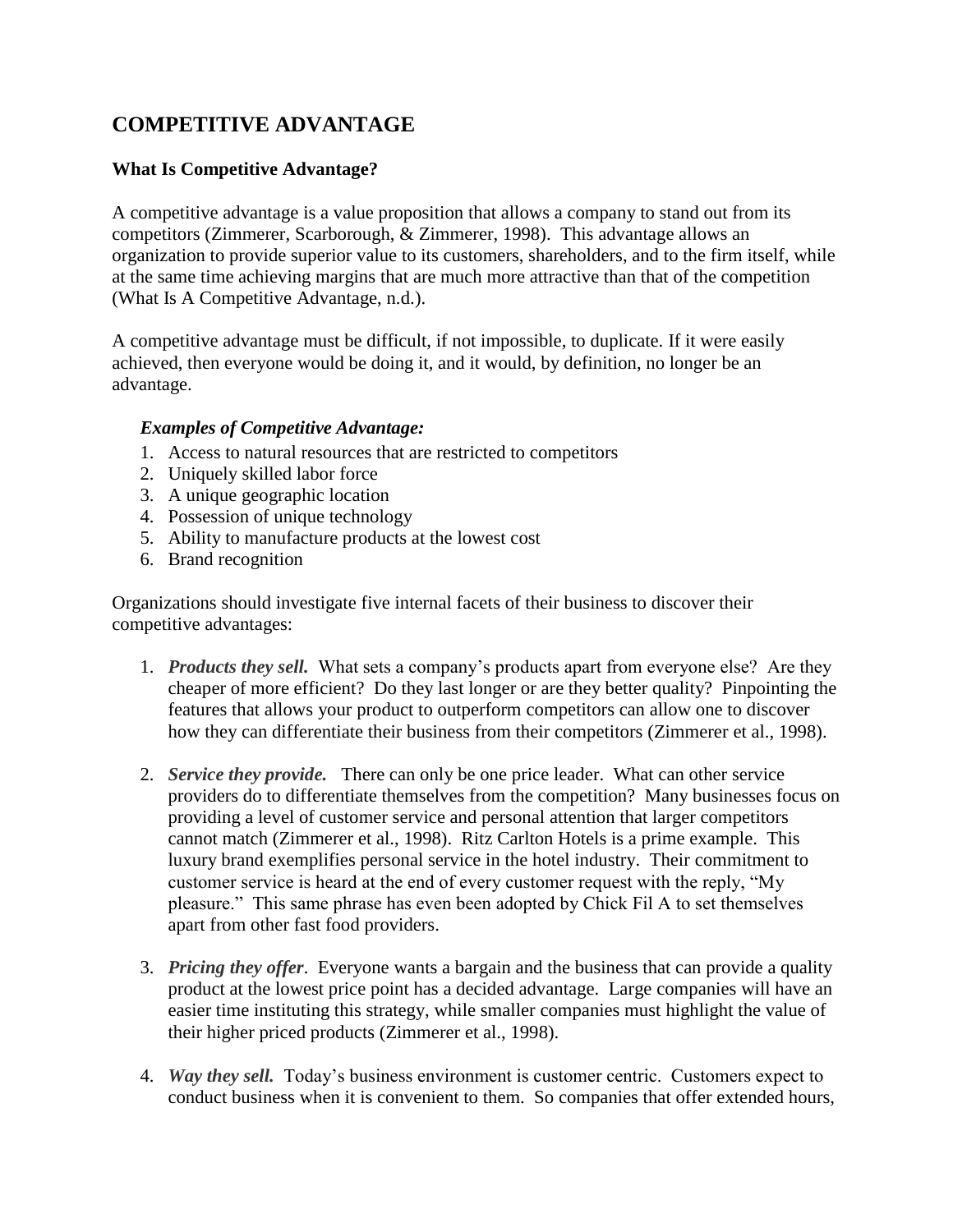# COMPETITIVE ADVANTAGE

## What Is Competitive Advantage?

A competitive advantage is a value proposition that allows a company to stand out from its competitors (Zimmerer, Scarborough, & Zimmerer, 1998). This advantage allows an organization to provide superior value to its customers, shareholders, and to the firm itself, while at the same time achieving margins that are much more attractive than that of the competition (What Is A Competitive Advantage, n.d.).

A competitive advantage must be difficult, if not impossible, to duplicate. If it were easily achieved, then everyone would be doing it, and it would, by definition, no longer be an advantage.

***Examples of Competitive Advantage:***

1. Access to natural resources that are restricted to competitors
2. Uniquely skilled labor force
3. A unique geographic location
4. Possession of unique technology
5. Ability to manufacture products at the lowest cost
6. Brand recognition

Organizations should investigate five internal facets of their business to discover their competitive advantages:

1. ***Products they sell.*** What sets a company's products apart from everyone else? Are they cheaper of more efficient? Do they last longer or are they better quality? Pinpointing the features that allows your product to outperform competitors can allow one to discover how they can differentiate their business from their competitors (Zimmerer et al., 1998).

2. ***Service they provide.*** There can only be one price leader. What can other service providers do to differentiate themselves from the competition? Many businesses focus on providing a level of customer service and personal attention that larger competitors cannot match (Zimmerer et al., 1998). Ritz Carlton Hotels is a prime example. This luxury brand exemplifies personal service in the hotel industry. Their commitment to customer service is heard at the end of every customer request with the reply, "My pleasure." This same phrase has even been adopted by Chick Fil A to set themselves apart from other fast food providers.

3. ***Pricing they offer***. Everyone wants a bargain and the business that can provide a quality product at the lowest price point has a decided advantage. Large companies will have an easier time instituting this strategy, while smaller companies must highlight the value of their higher priced products (Zimmerer et al., 1998).

4. ***Way they sell.*** Today's business environment is customer centric. Customers expect to conduct business when it is convenient to them. So companies that offer extended hours,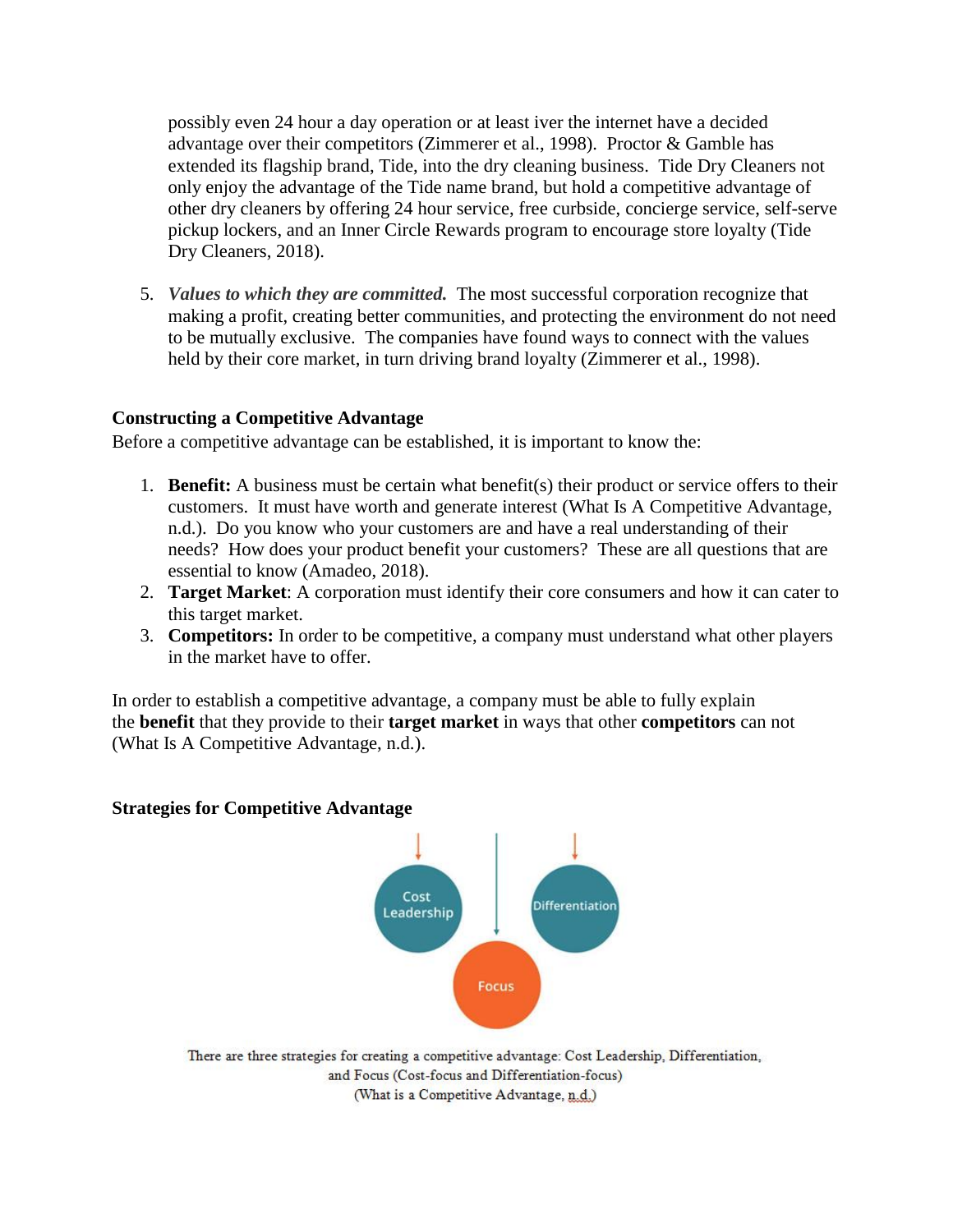possibly even 24 hour a day operation or at least iver the internet have a decided advantage over their competitors (Zimmerer et al., 1998). Proctor & Gamble has extended its flagship brand, Tide, into the dry cleaning business. Tide Dry Cleaners not only enjoy the advantage of the Tide name brand, but hold a competitive advantage of other dry cleaners by offering 24 hour service, free curbside, concierge service, self-serve pickup lockers, and an Inner Circle Rewards program to encourage store loyalty (Tide Dry Cleaners, 2018).

5. ***Values to which they are committed.*** The most successful corporation recognize that making a profit, creating better communities, and protecting the environment do not need to be mutually exclusive. The companies have found ways to connect with the values held by their core market, in turn driving brand loyalty (Zimmerer et al., 1998).

### Constructing a Competitive Advantage

Before a competitive advantage can be established, it is important to know the:

1. **Benefit:** A business must be certain what benefit(s) their product or service offers to their customers. It must have worth and generate interest (What Is A Competitive Advantage, n.d.). Do you know who your customers are and have a real understanding of their needs? How does your product benefit your customers? These are all questions that are essential to know (Amadeo, 2018).
2. **Target Market**: A corporation must identify their core consumers and how it can cater to this target market.
3. **Competitors:** In order to be competitive, a company must understand what other players in the market have to offer.

In order to establish a competitive advantage, a company must be able to fully explain the **benefit** that they provide to their **target market** in ways that other **competitors** can not (What Is A Competitive Advantage, n.d.).

### Strategies for Competitive Advantage

Cost Leadership

Differentiation

Focus

There are three strategies for creating a competitive advantage: Cost Leadership, Differentiation, and Focus (Cost-focus and Differentiation-focus)
(What is a Competitive Advantage, n.d.)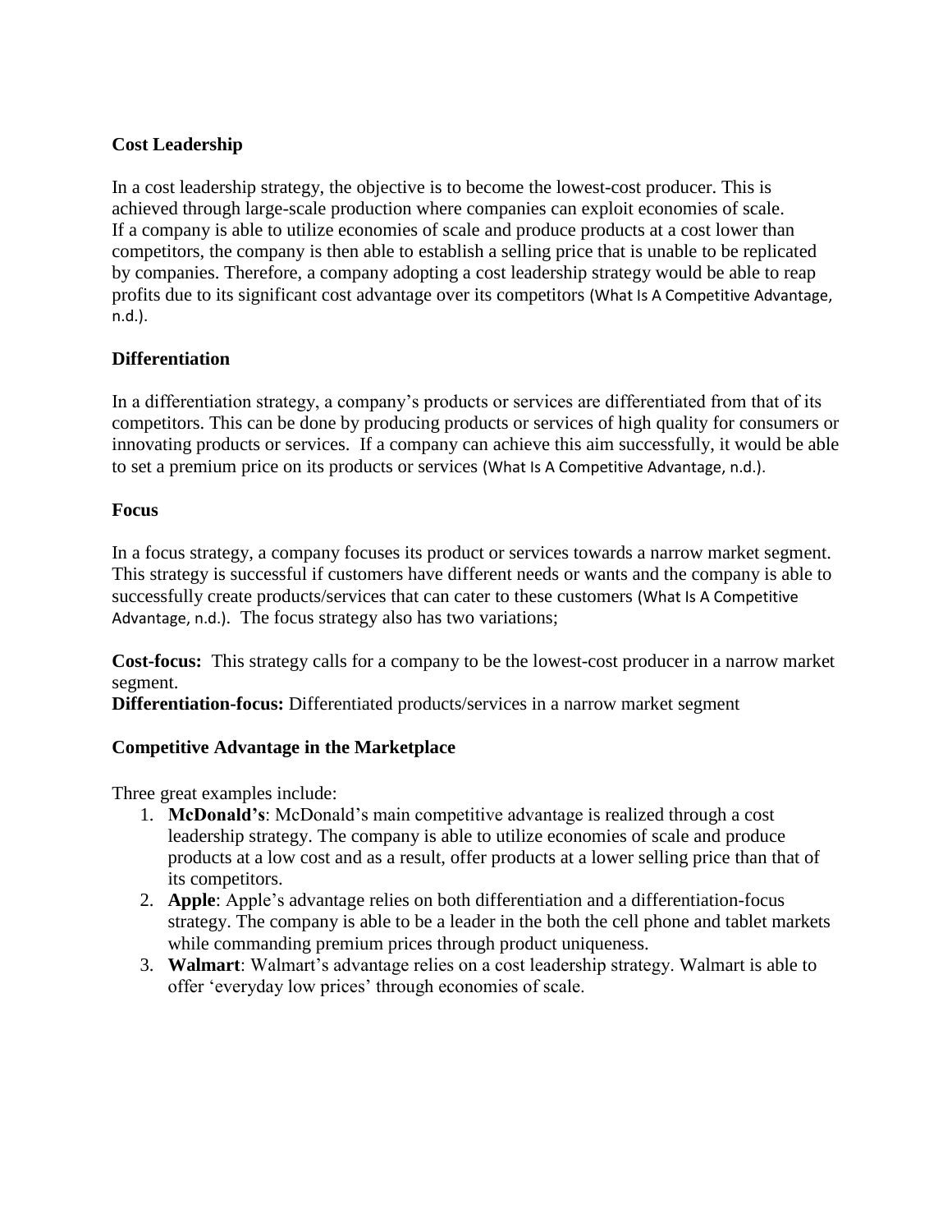### Cost Leadership

In a cost leadership strategy, the objective is to become the lowest-cost producer. This is achieved through large-scale production where companies can exploit economies of scale. If a company is able to utilize economies of scale and produce products at a cost lower than competitors, the company is then able to establish a selling price that is unable to be replicated by companies. Therefore, a company adopting a cost leadership strategy would be able to reap profits due to its significant cost advantage over its competitors (What Is A Competitive Advantage, n.d.).

### Differentiation

In a differentiation strategy, a company's products or services are differentiated from that of its competitors. This can be done by producing products or services of high quality for consumers or innovating products or services. If a company can achieve this aim successfully, it would be able to set a premium price on its products or services (What Is A Competitive Advantage, n.d.).

### Focus

In a focus strategy, a company focuses its product or services towards a narrow market segment. This strategy is successful if customers have different needs or wants and the company is able to successfully create products/services that can cater to these customers (What Is A Competitive Advantage, n.d.). The focus strategy also has two variations;

**Cost-focus:** This strategy calls for a company to be the lowest-cost producer in a narrow market segment.
**Differentiation-focus:** Differentiated products/services in a narrow market segment

### Competitive Advantage in the Marketplace

Three great examples include:

1. **McDonald's**: McDonald's main competitive advantage is realized through a cost leadership strategy. The company is able to utilize economies of scale and produce products at a low cost and as a result, offer products at a lower selling price than that of its competitors.
2. **Apple**: Apple's advantage relies on both differentiation and a differentiation-focus strategy. The company is able to be a leader in the both the cell phone and tablet markets while commanding premium prices through product uniqueness.
3. **Walmart**: Walmart's advantage relies on a cost leadership strategy. Walmart is able to offer 'everyday low prices' through economies of scale.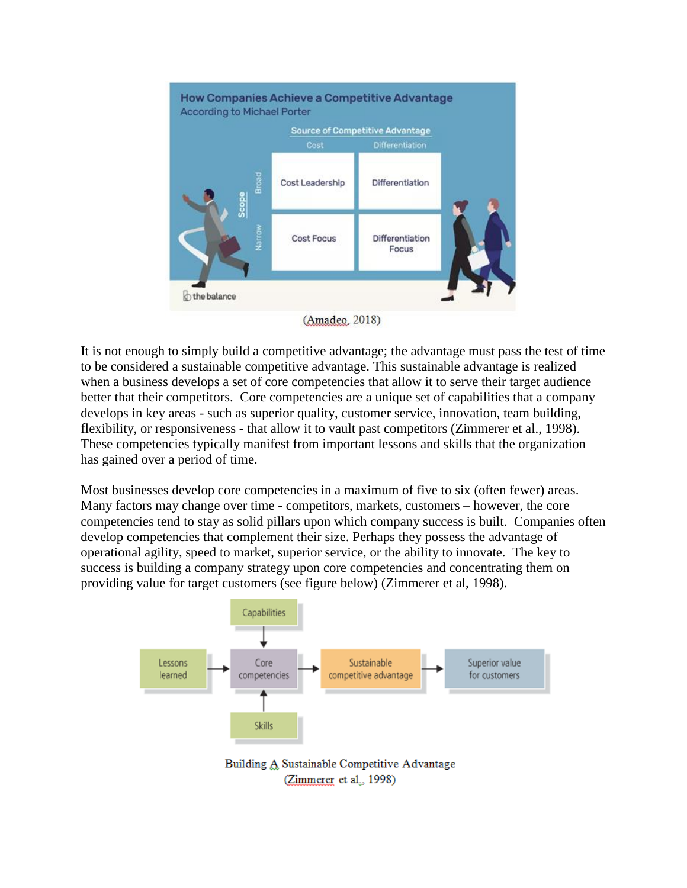(Amadeo, 2018)

It is not enough to simply build a competitive advantage; the advantage must pass the test of time to be considered a sustainable competitive advantage. This sustainable advantage is realized when a business develops a set of core competencies that allow it to serve their target audience better that their competitors. Core competencies are a unique set of capabilities that a company develops in key areas - such as superior quality, customer service, innovation, team building, flexibility, or responsiveness - that allow it to vault past competitors (Zimmerer et al., 1998). These competencies typically manifest from important lessons and skills that the organization has gained over a period of time.

Most businesses develop core competencies in a maximum of five to six (often fewer) areas. Many factors may change over time - competitors, markets, customers – however, the core competencies tend to stay as solid pillars upon which company success is built. Companies often develop competencies that complement their size. Perhaps they possess the advantage of operational agility, speed to market, superior service, or the ability to innovate. The key to success is building a company strategy upon core competencies and concentrating them on providing value for target customers (see figure below) (Zimmerer et al, 1998).

Building A Sustainable Competitive Advantage
(Zimmerer et al., 1998)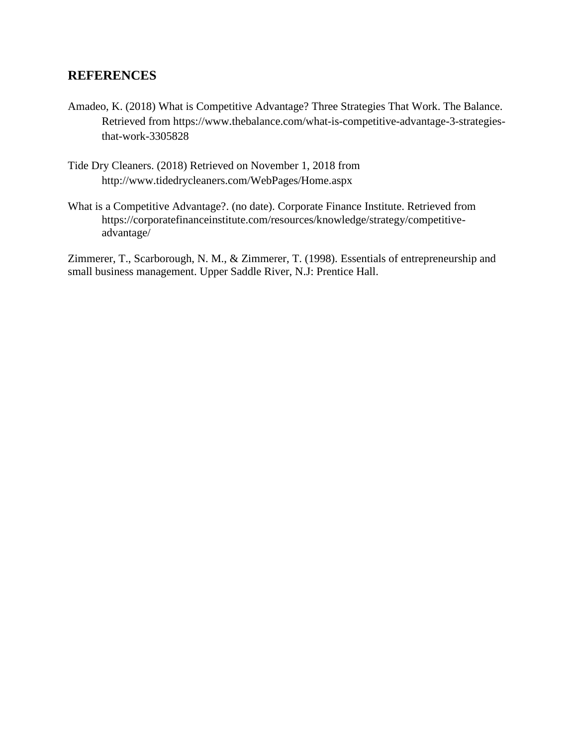## REFERENCES

Amadeo, K. (2018) What is Competitive Advantage? Three Strategies That Work. The Balance. Retrieved from https://www.thebalance.com/what-is-competitive-advantage-3-strategies-that-work-3305828

Tide Dry Cleaners. (2018) Retrieved on November 1, 2018 from http://www.tidedrycleaners.com/WebPages/Home.aspx

What is a Competitive Advantage?. (no date). Corporate Finance Institute. Retrieved from https://corporatefinanceinstitute.com/resources/knowledge/strategy/competitive-advantage/

Zimmerer, T., Scarborough, N. M., & Zimmerer, T. (1998). Essentials of entrepreneurship and small business management. Upper Saddle River, N.J: Prentice Hall.